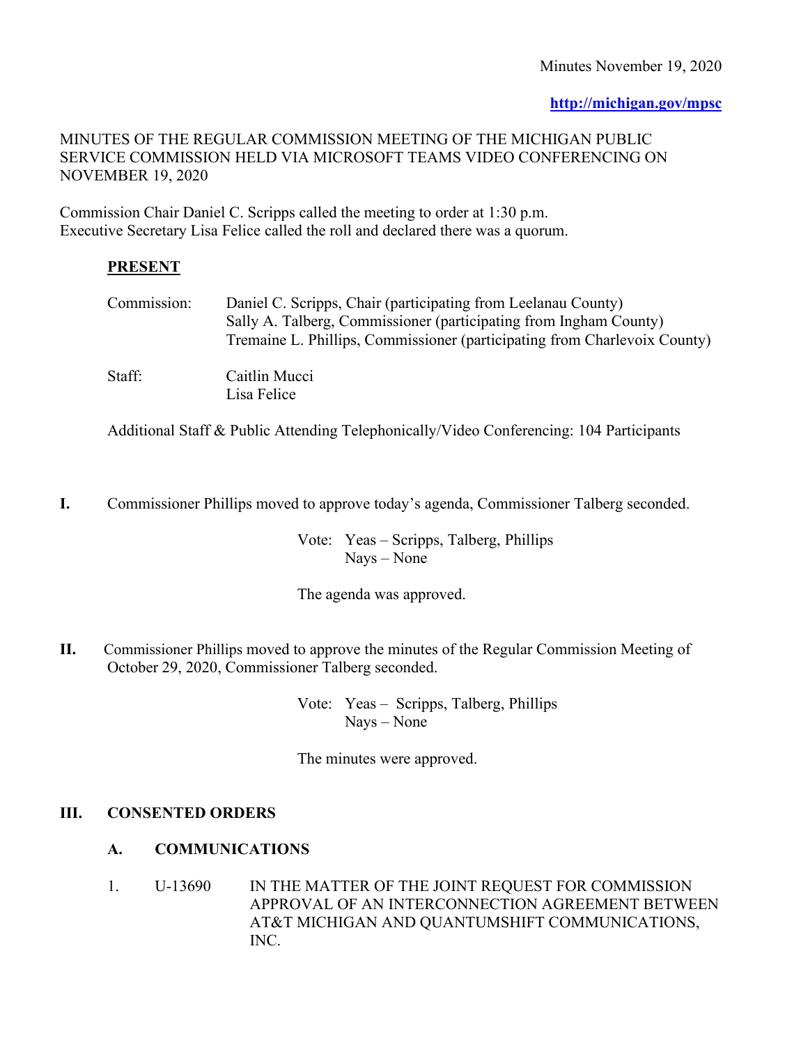Minutes November 19, 2020

**http://michigan.gov/mpsc**

MINUTES OF THE REGULAR COMMISSION MEETING OF THE MICHIGAN PUBLIC SERVICE COMMISSION HELD VIA MICROSOFT TEAMS VIDEO CONFERENCING ON NOVEMBER 19, 2020

Commission Chair Daniel C. Scripps called the meeting to order at 1:30 p.m.
Executive Secretary Lisa Felice called the roll and declared there was a quorum.

**PRESENT**

Commission: Daniel C. Scripps, Chair (participating from Leelanau County)
Sally A. Talberg, Commissioner (participating from Ingham County)
Tremaine L. Phillips, Commissioner (participating from Charlevoix County)

Staff: Caitlin Mucci
Lisa Felice

Additional Staff & Public Attending Telephonically/Video Conferencing: 104 Participants

**I.** Commissioner Phillips moved to approve today's agenda, Commissioner Talberg seconded.

Vote: Yeas – Scripps, Talberg, Phillips
Nays – None

The agenda was approved.

**II.** Commissioner Phillips moved to approve the minutes of the Regular Commission Meeting of October 29, 2020, Commissioner Talberg seconded.

Vote: Yeas – Scripps, Talberg, Phillips
Nays – None

The minutes were approved.

## III. CONSENTED ORDERS

### A. COMMUNICATIONS

1. U-13690 IN THE MATTER OF THE JOINT REQUEST FOR COMMISSION APPROVAL OF AN INTERCONNECTION AGREEMENT BETWEEN AT&T MICHIGAN AND QUANTUMSHIFT COMMUNICATIONS, INC.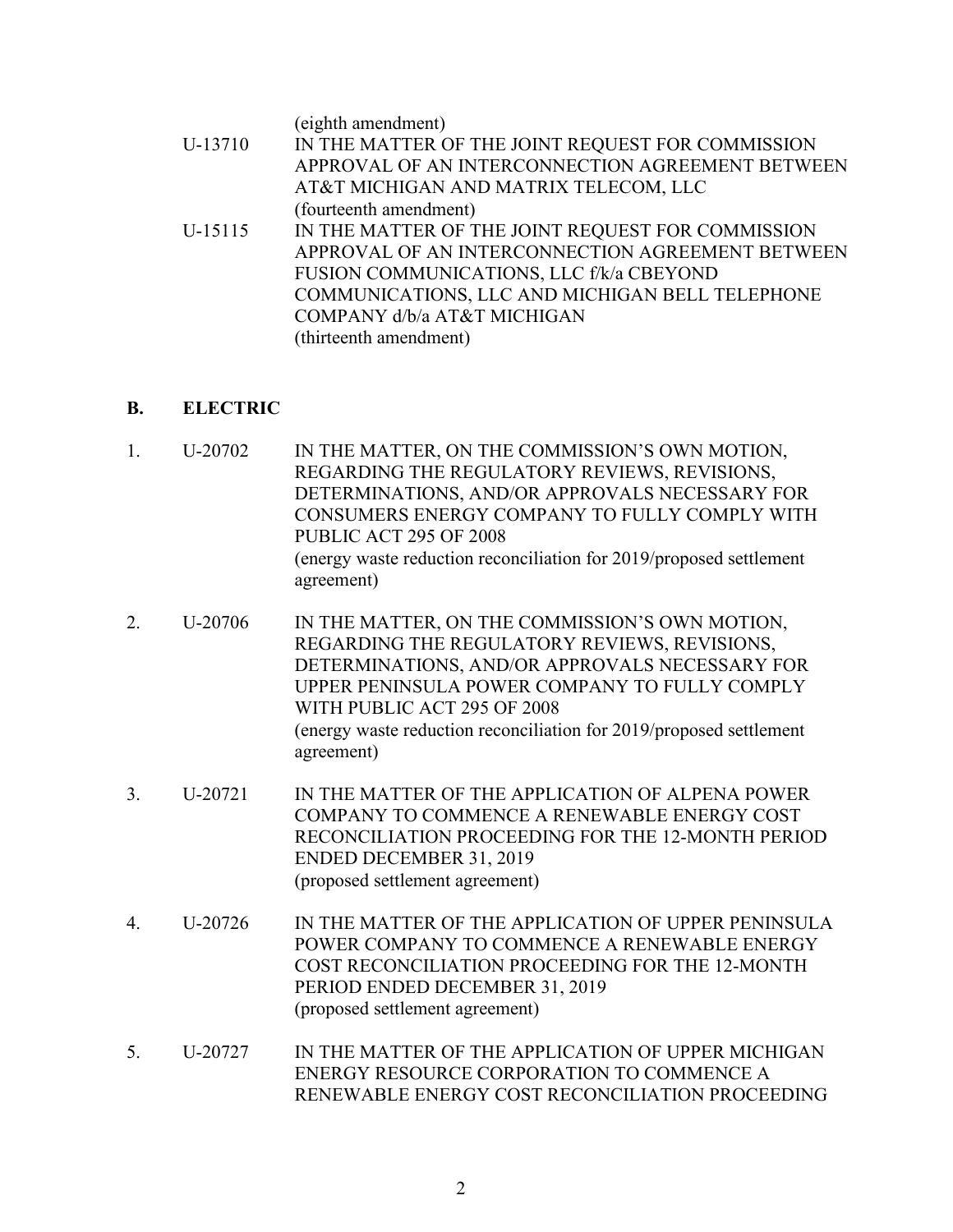(eighth amendment)

U-13710 IN THE MATTER OF THE JOINT REQUEST FOR COMMISSION APPROVAL OF AN INTERCONNECTION AGREEMENT BETWEEN AT&T MICHIGAN AND MATRIX TELECOM, LLC
(fourteenth amendment)

U-15115 IN THE MATTER OF THE JOINT REQUEST FOR COMMISSION APPROVAL OF AN INTERCONNECTION AGREEMENT BETWEEN FUSION COMMUNICATIONS, LLC f/k/a CBEYOND COMMUNICATIONS, LLC AND MICHIGAN BELL TELEPHONE COMPANY d/b/a AT&T MICHIGAN
(thirteenth amendment)

## B. ELECTRIC

1. U-20702 IN THE MATTER, ON THE COMMISSION'S OWN MOTION, REGARDING THE REGULATORY REVIEWS, REVISIONS, DETERMINATIONS, AND/OR APPROVALS NECESSARY FOR CONSUMERS ENERGY COMPANY TO FULLY COMPLY WITH PUBLIC ACT 295 OF 2008
(energy waste reduction reconciliation for 2019/proposed settlement agreement)

2. U-20706 IN THE MATTER, ON THE COMMISSION'S OWN MOTION, REGARDING THE REGULATORY REVIEWS, REVISIONS, DETERMINATIONS, AND/OR APPROVALS NECESSARY FOR UPPER PENINSULA POWER COMPANY TO FULLY COMPLY WITH PUBLIC ACT 295 OF 2008
(energy waste reduction reconciliation for 2019/proposed settlement agreement)

3. U-20721 IN THE MATTER OF THE APPLICATION OF ALPENA POWER COMPANY TO COMMENCE A RENEWABLE ENERGY COST RECONCILIATION PROCEEDING FOR THE 12-MONTH PERIOD ENDED DECEMBER 31, 2019
(proposed settlement agreement)

4. U-20726 IN THE MATTER OF THE APPLICATION OF UPPER PENINSULA POWER COMPANY TO COMMENCE A RENEWABLE ENERGY COST RECONCILIATION PROCEEDING FOR THE 12-MONTH PERIOD ENDED DECEMBER 31, 2019
(proposed settlement agreement)

5. U-20727 IN THE MATTER OF THE APPLICATION OF UPPER MICHIGAN ENERGY RESOURCE CORPORATION TO COMMENCE A RENEWABLE ENERGY COST RECONCILIATION PROCEEDING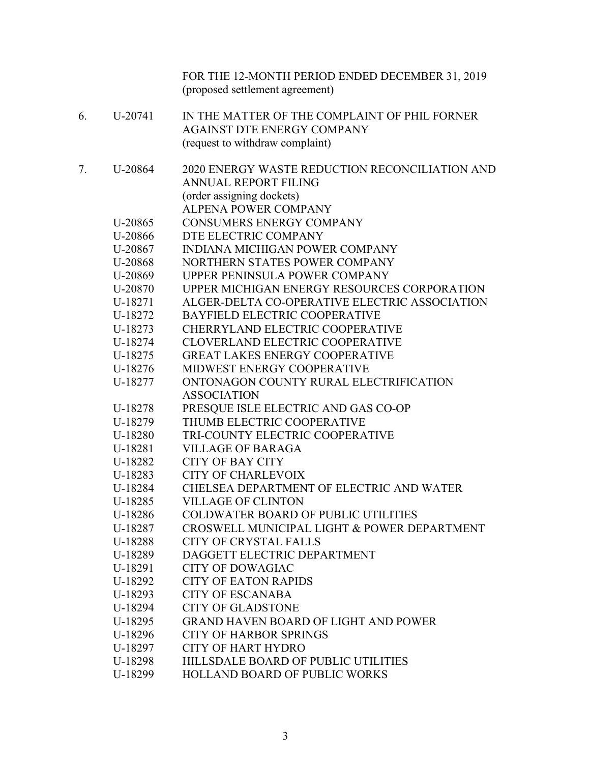FOR THE 12-MONTH PERIOD ENDED DECEMBER 31, 2019
(proposed settlement agreement)

| | | |
|---|---|---|
| 6. | U-20741 | IN THE MATTER OF THE COMPLAINT OF PHIL FORNER AGAINST DTE ENERGY COMPANY (request to withdraw complaint) |
| 7. | U-20864 | 2020 ENERGY WASTE REDUCTION RECONCILIATION AND ANNUAL REPORT FILING (order assigning dockets) ALPENA POWER COMPANY |
| | U-20865 | CONSUMERS ENERGY COMPANY |
| | U-20866 | DTE ELECTRIC COMPANY |
| | U-20867 | INDIANA MICHIGAN POWER COMPANY |
| | U-20868 | NORTHERN STATES POWER COMPANY |
| | U-20869 | UPPER PENINSULA POWER COMPANY |
| | U-20870 | UPPER MICHIGAN ENERGY RESOURCES CORPORATION |
| | U-18271 | ALGER-DELTA CO-OPERATIVE ELECTRIC ASSOCIATION |
| | U-18272 | BAYFIELD ELECTRIC COOPERATIVE |
| | U-18273 | CHERRYLAND ELECTRIC COOPERATIVE |
| | U-18274 | CLOVERLAND ELECTRIC COOPERATIVE |
| | U-18275 | GREAT LAKES ENERGY COOPERATIVE |
| | U-18276 | MIDWEST ENERGY COOPERATIVE |
| | U-18277 | ONTONAGON COUNTY RURAL ELECTRIFICATION ASSOCIATION |
| | U-18278 | PRESQUE ISLE ELECTRIC AND GAS CO-OP |
| | U-18279 | THUMB ELECTRIC COOPERATIVE |
| | U-18280 | TRI-COUNTY ELECTRIC COOPERATIVE |
| | U-18281 | VILLAGE OF BARAGA |
| | U-18282 | CITY OF BAY CITY |
| | U-18283 | CITY OF CHARLEVOIX |
| | U-18284 | CHELSEA DEPARTMENT OF ELECTRIC AND WATER |
| | U-18285 | VILLAGE OF CLINTON |
| | U-18286 | COLDWATER BOARD OF PUBLIC UTILITIES |
| | U-18287 | CROSWELL MUNICIPAL LIGHT & POWER DEPARTMENT |
| | U-18288 | CITY OF CRYSTAL FALLS |
| | U-18289 | DAGGETT ELECTRIC DEPARTMENT |
| | U-18291 | CITY OF DOWAGIAC |
| | U-18292 | CITY OF EATON RAPIDS |
| | U-18293 | CITY OF ESCANABA |
| | U-18294 | CITY OF GLADSTONE |
| | U-18295 | GRAND HAVEN BOARD OF LIGHT AND POWER |
| | U-18296 | CITY OF HARBOR SPRINGS |
| | U-18297 | CITY OF HART HYDRO |
| | U-18298 | HILLSDALE BOARD OF PUBLIC UTILITIES |
| | U-18299 | HOLLAND BOARD OF PUBLIC WORKS |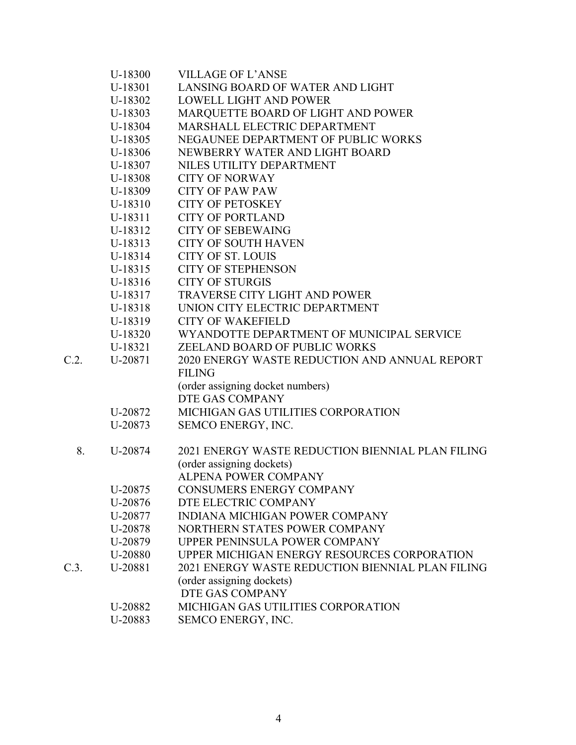| | | |
|---|---|---|
| | U-18300 | VILLAGE OF L'ANSE |
| | U-18301 | LANSING BOARD OF WATER AND LIGHT |
| | U-18302 | LOWELL LIGHT AND POWER |
| | U-18303 | MARQUETTE BOARD OF LIGHT AND POWER |
| | U-18304 | MARSHALL ELECTRIC DEPARTMENT |
| | U-18305 | NEGAUNEE DEPARTMENT OF PUBLIC WORKS |
| | U-18306 | NEWBERRY WATER AND LIGHT BOARD |
| | U-18307 | NILES UTILITY DEPARTMENT |
| | U-18308 | CITY OF NORWAY |
| | U-18309 | CITY OF PAW PAW |
| | U-18310 | CITY OF PETOSKEY |
| | U-18311 | CITY OF PORTLAND |
| | U-18312 | CITY OF SEBEWAING |
| | U-18313 | CITY OF SOUTH HAVEN |
| | U-18314 | CITY OF ST. LOUIS |
| | U-18315 | CITY OF STEPHENSON |
| | U-18316 | CITY OF STURGIS |
| | U-18317 | TRAVERSE CITY LIGHT AND POWER |
| | U-18318 | UNION CITY ELECTRIC DEPARTMENT |
| | U-18319 | CITY OF WAKEFIELD |
| | U-18320 | WYANDOTTE DEPARTMENT OF MUNICIPAL SERVICE |
| | U-18321 | ZEELAND BOARD OF PUBLIC WORKS |
| C.2. | U-20871 | 2020 ENERGY WASTE REDUCTION AND ANNUAL REPORT FILING<br>(order assigning docket numbers)<br>DTE GAS COMPANY |
| | U-20872 | MICHIGAN GAS UTILITIES CORPORATION |
| | U-20873 | SEMCO ENERGY, INC. |
| 8. | U-20874 | 2021 ENERGY WASTE REDUCTION BIENNIAL PLAN FILING<br>(order assigning dockets)<br>ALPENA POWER COMPANY |
| | U-20875 | CONSUMERS ENERGY COMPANY |
| | U-20876 | DTE ELECTRIC COMPANY |
| | U-20877 | INDIANA MICHIGAN POWER COMPANY |
| | U-20878 | NORTHERN STATES POWER COMPANY |
| | U-20879 | UPPER PENINSULA POWER COMPANY |
| | U-20880 | UPPER MICHIGAN ENERGY RESOURCES CORPORATION |
| C.3. | U-20881 | 2021 ENERGY WASTE REDUCTION BIENNIAL PLAN FILING<br>(order assigning dockets)<br>DTE GAS COMPANY |
| | U-20882 | MICHIGAN GAS UTILITIES CORPORATION |
| | U-20883 | SEMCO ENERGY, INC. |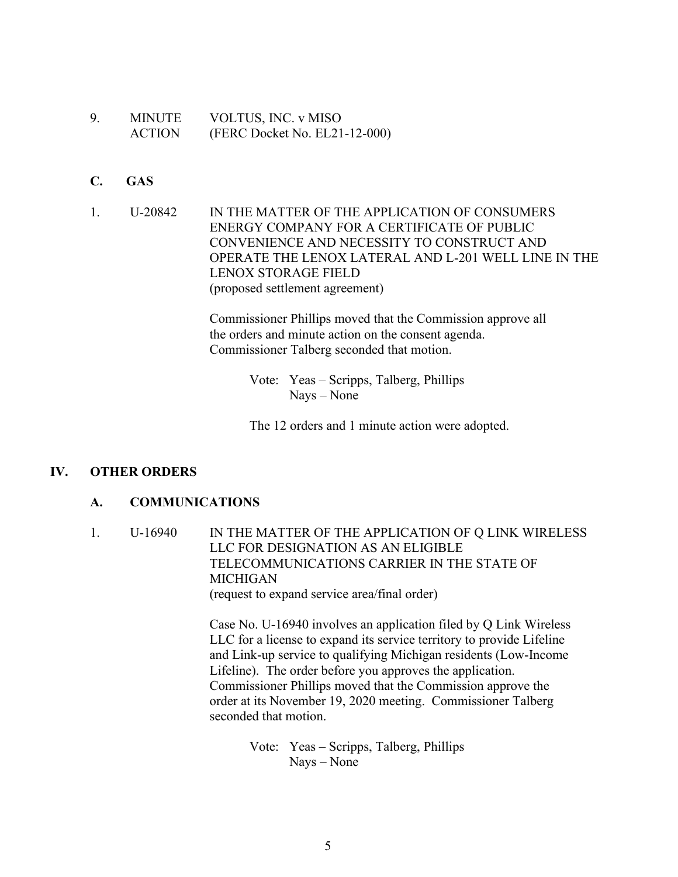9. MINUTE ACTION VOLTUS, INC. v MISO
(FERC Docket No. EL21-12-000)

**C. GAS**

1. U-20842 IN THE MATTER OF THE APPLICATION OF CONSUMERS ENERGY COMPANY FOR A CERTIFICATE OF PUBLIC CONVENIENCE AND NECESSITY TO CONSTRUCT AND OPERATE THE LENOX LATERAL AND L-201 WELL LINE IN THE LENOX STORAGE FIELD
(proposed settlement agreement)

Commissioner Phillips moved that the Commission approve all the orders and minute action on the consent agenda. Commissioner Talberg seconded that motion.

Vote: Yeas – Scripps, Talberg, Phillips
Nays – None

The 12 orders and 1 minute action were adopted.

## IV. OTHER ORDERS

### A. COMMUNICATIONS

1. U-16940 IN THE MATTER OF THE APPLICATION OF Q LINK WIRELESS LLC FOR DESIGNATION AS AN ELIGIBLE TELECOMMUNICATIONS CARRIER IN THE STATE OF MICHIGAN
(request to expand service area/final order)

Case No. U-16940 involves an application filed by Q Link Wireless LLC for a license to expand its service territory to provide Lifeline and Link-up service to qualifying Michigan residents (Low-Income Lifeline). The order before you approves the application. Commissioner Phillips moved that the Commission approve the order at its November 19, 2020 meeting. Commissioner Talberg seconded that motion.

Vote: Yeas – Scripps, Talberg, Phillips
Nays – None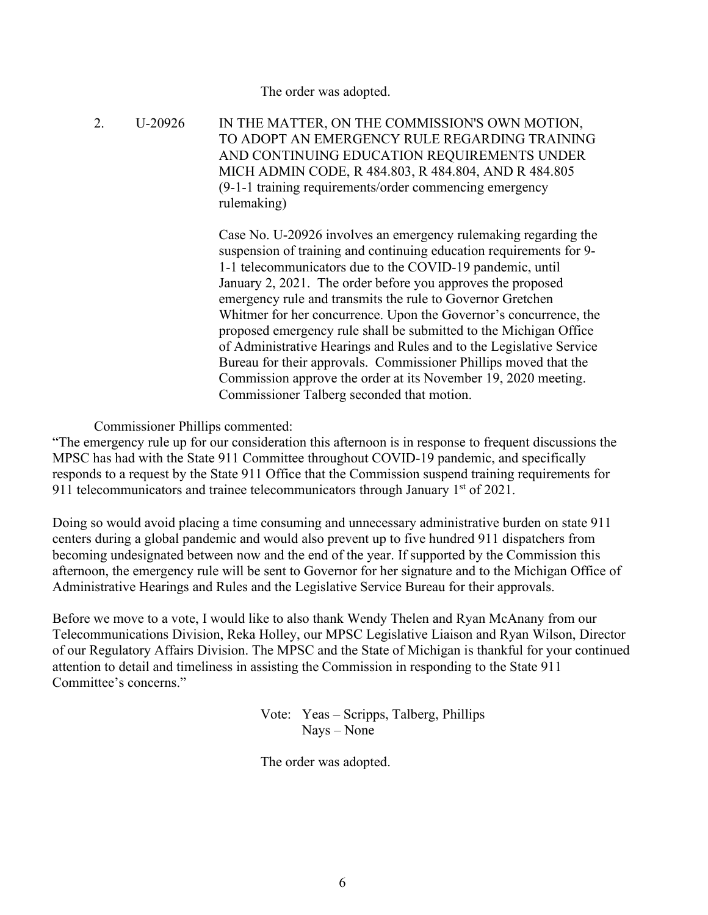The order was adopted.

2. U-20926 IN THE MATTER, ON THE COMMISSION'S OWN MOTION, TO ADOPT AN EMERGENCY RULE REGARDING TRAINING AND CONTINUING EDUCATION REQUIREMENTS UNDER MICH ADMIN CODE, R 484.803, R 484.804, AND R 484.805 (9-1-1 training requirements/order commencing emergency rulemaking)

   Case No. U-20926 involves an emergency rulemaking regarding the suspension of training and continuing education requirements for 9-1-1 telecommunicators due to the COVID-19 pandemic, until January 2, 2021. The order before you approves the proposed emergency rule and transmits the rule to Governor Gretchen Whitmer for her concurrence. Upon the Governor's concurrence, the proposed emergency rule shall be submitted to the Michigan Office of Administrative Hearings and Rules and to the Legislative Service Bureau for their approvals. Commissioner Phillips moved that the Commission approve the order at its November 19, 2020 meeting. Commissioner Talberg seconded that motion.

Commissioner Phillips commented:

"The emergency rule up for our consideration this afternoon is in response to frequent discussions the MPSC has had with the State 911 Committee throughout COVID-19 pandemic, and specifically responds to a request by the State 911 Office that the Commission suspend training requirements for 911 telecommunicators and trainee telecommunicators through January 1st of 2021.

Doing so would avoid placing a time consuming and unnecessary administrative burden on state 911 centers during a global pandemic and would also prevent up to five hundred 911 dispatchers from becoming undesignated between now and the end of the year. If supported by the Commission this afternoon, the emergency rule will be sent to Governor for her signature and to the Michigan Office of Administrative Hearings and Rules and the Legislative Service Bureau for their approvals.

Before we move to a vote, I would like to also thank Wendy Thelen and Ryan McAnany from our Telecommunications Division, Reka Holley, our MPSC Legislative Liaison and Ryan Wilson, Director of our Regulatory Affairs Division. The MPSC and the State of Michigan is thankful for your continued attention to detail and timeliness in assisting the Commission in responding to the State 911 Committee's concerns."

Vote: Yeas – Scripps, Talberg, Phillips
Nays – None

The order was adopted.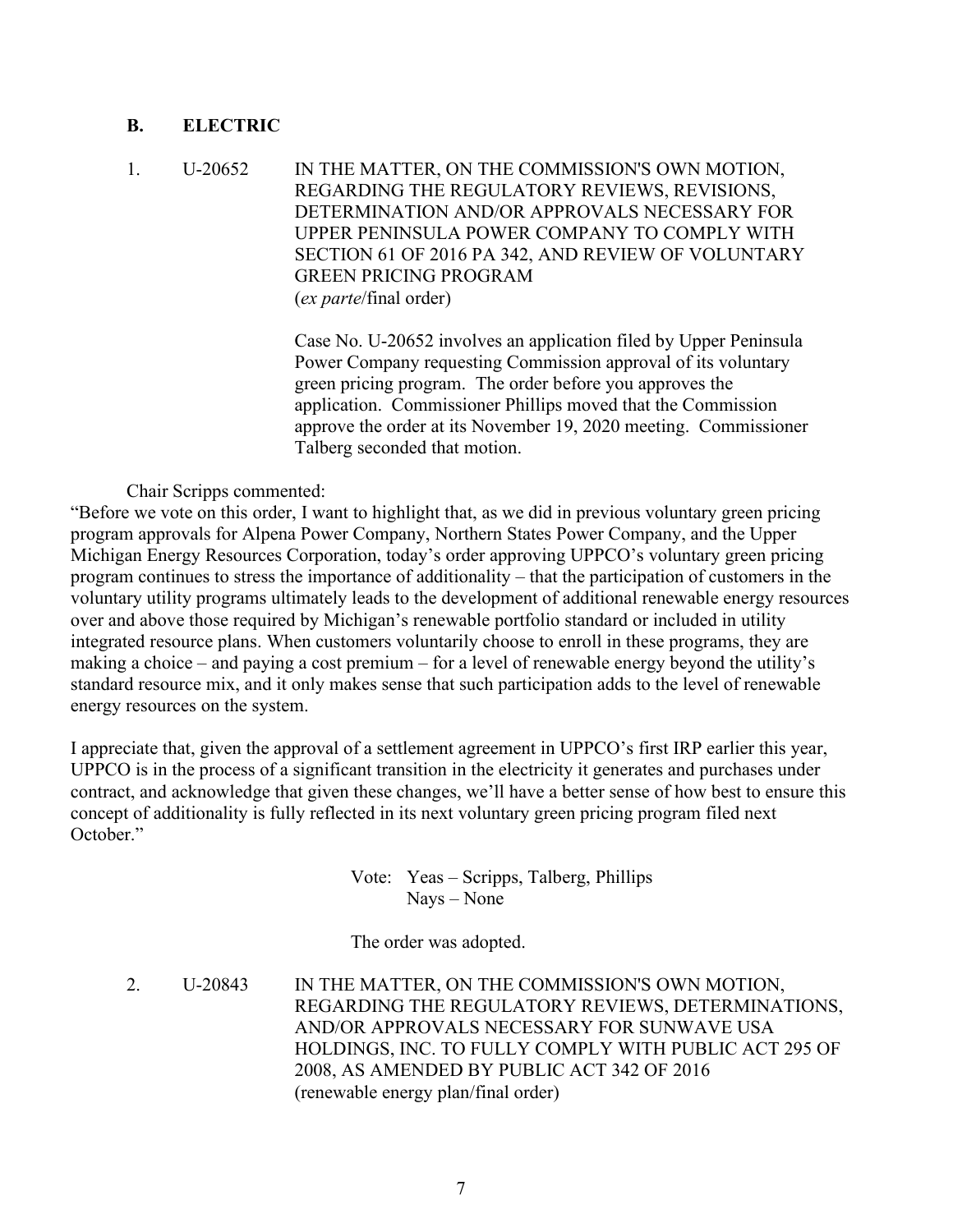### B. ELECTRIC

1. U-20652 IN THE MATTER, ON THE COMMISSION'S OWN MOTION, REGARDING THE REGULATORY REVIEWS, REVISIONS, DETERMINATION AND/OR APPROVALS NECESSARY FOR UPPER PENINSULA POWER COMPANY TO COMPLY WITH SECTION 61 OF 2016 PA 342, AND REVIEW OF VOLUNTARY GREEN PRICING PROGRAM
(*ex parte*/final order)

   Case No. U-20652 involves an application filed by Upper Peninsula Power Company requesting Commission approval of its voluntary green pricing program. The order before you approves the application. Commissioner Phillips moved that the Commission approve the order at its November 19, 2020 meeting. Commissioner Talberg seconded that motion.

Chair Scripps commented:

"Before we vote on this order, I want to highlight that, as we did in previous voluntary green pricing program approvals for Alpena Power Company, Northern States Power Company, and the Upper Michigan Energy Resources Corporation, today's order approving UPPCO's voluntary green pricing program continues to stress the importance of additionality – that the participation of customers in the voluntary utility programs ultimately leads to the development of additional renewable energy resources over and above those required by Michigan's renewable portfolio standard or included in utility integrated resource plans. When customers voluntarily choose to enroll in these programs, they are making a choice – and paying a cost premium – for a level of renewable energy beyond the utility's standard resource mix, and it only makes sense that such participation adds to the level of renewable energy resources on the system.

I appreciate that, given the approval of a settlement agreement in UPPCO's first IRP earlier this year, UPPCO is in the process of a significant transition in the electricity it generates and purchases under contract, and acknowledge that given these changes, we'll have a better sense of how best to ensure this concept of additionality is fully reflected in its next voluntary green pricing program filed next October."

Vote: Yeas – Scripps, Talberg, Phillips
Nays – None

The order was adopted.

2. U-20843 IN THE MATTER, ON THE COMMISSION'S OWN MOTION, REGARDING THE REGULATORY REVIEWS, DETERMINATIONS, AND/OR APPROVALS NECESSARY FOR SUNWAVE USA HOLDINGS, INC. TO FULLY COMPLY WITH PUBLIC ACT 295 OF 2008, AS AMENDED BY PUBLIC ACT 342 OF 2016
(renewable energy plan/final order)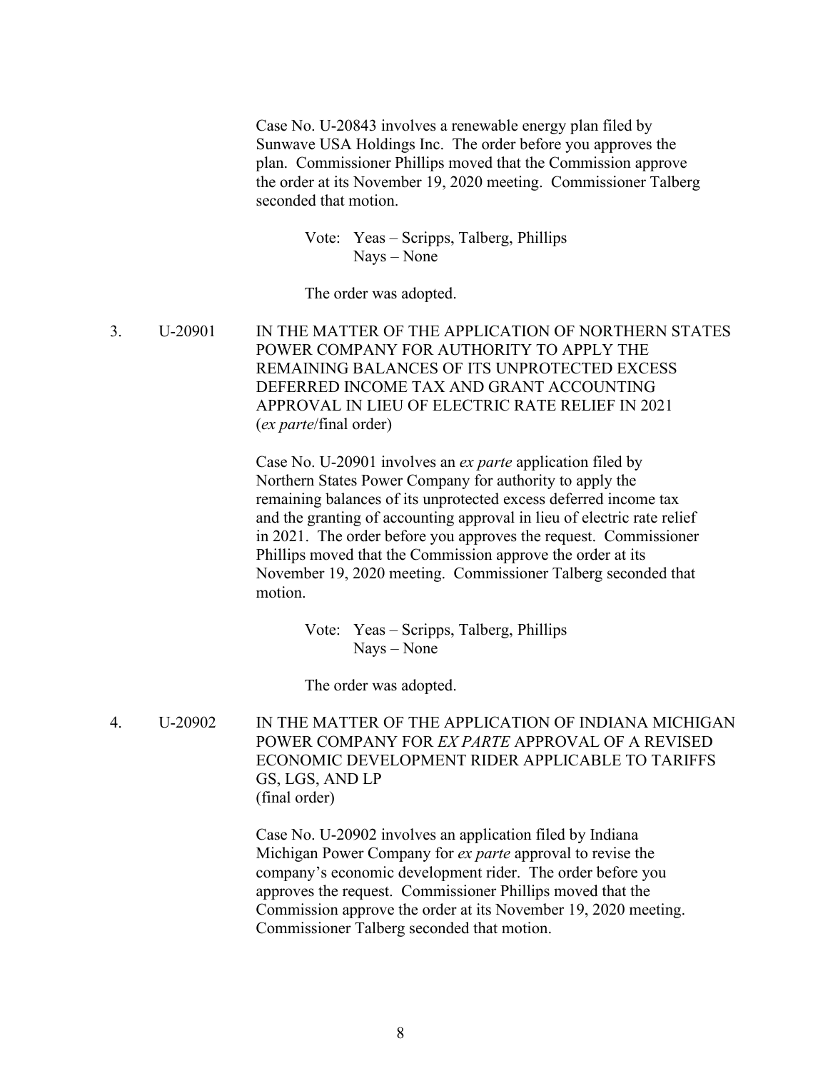Case No. U-20843 involves a renewable energy plan filed by Sunwave USA Holdings Inc. The order before you approves the plan. Commissioner Phillips moved that the Commission approve the order at its November 19, 2020 meeting. Commissioner Talberg seconded that motion.

Vote: Yeas – Scripps, Talberg, Phillips
Nays – None

The order was adopted.

3. U-20901 IN THE MATTER OF THE APPLICATION OF NORTHERN STATES POWER COMPANY FOR AUTHORITY TO APPLY THE REMAINING BALANCES OF ITS UNPROTECTED EXCESS DEFERRED INCOME TAX AND GRANT ACCOUNTING APPROVAL IN LIEU OF ELECTRIC RATE RELIEF IN 2021 (*ex parte*/final order)

Case No. U-20901 involves an *ex parte* application filed by Northern States Power Company for authority to apply the remaining balances of its unprotected excess deferred income tax and the granting of accounting approval in lieu of electric rate relief in 2021. The order before you approves the request. Commissioner Phillips moved that the Commission approve the order at its November 19, 2020 meeting. Commissioner Talberg seconded that motion.

Vote: Yeas – Scripps, Talberg, Phillips
Nays – None

The order was adopted.

4. U-20902 IN THE MATTER OF THE APPLICATION OF INDIANA MICHIGAN POWER COMPANY FOR *EX PARTE* APPROVAL OF A REVISED ECONOMIC DEVELOPMENT RIDER APPLICABLE TO TARIFFS GS, LGS, AND LP (final order)

Case No. U-20902 involves an application filed by Indiana Michigan Power Company for *ex parte* approval to revise the company's economic development rider. The order before you approves the request. Commissioner Phillips moved that the Commission approve the order at its November 19, 2020 meeting. Commissioner Talberg seconded that motion.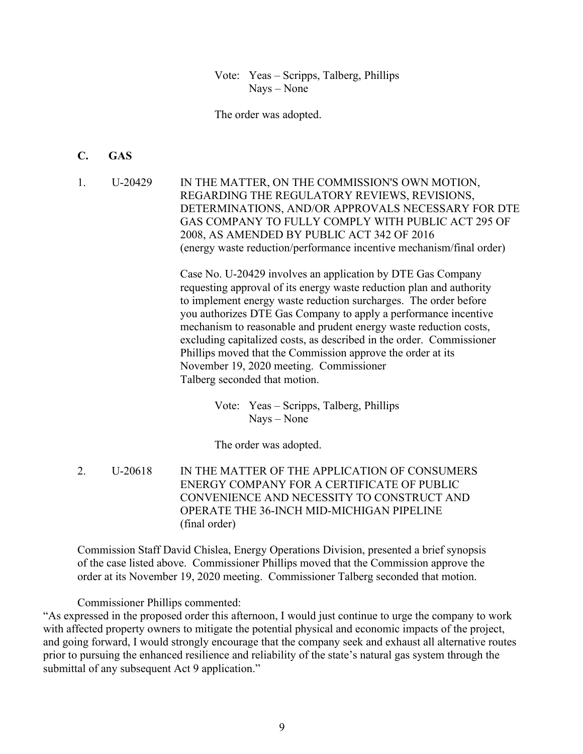Vote: Yeas – Scripps, Talberg, Phillips
Nays – None

The order was adopted.

## C. GAS

1. U-20429 IN THE MATTER, ON THE COMMISSION'S OWN MOTION, REGARDING THE REGULATORY REVIEWS, REVISIONS, DETERMINATIONS, AND/OR APPROVALS NECESSARY FOR DTE GAS COMPANY TO FULLY COMPLY WITH PUBLIC ACT 295 OF 2008, AS AMENDED BY PUBLIC ACT 342 OF 2016 (energy waste reduction/performance incentive mechanism/final order)

   Case No. U-20429 involves an application by DTE Gas Company requesting approval of its energy waste reduction plan and authority to implement energy waste reduction surcharges. The order before you authorizes DTE Gas Company to apply a performance incentive mechanism to reasonable and prudent energy waste reduction costs, excluding capitalized costs, as described in the order. Commissioner Phillips moved that the Commission approve the order at its November 19, 2020 meeting. Commissioner Talberg seconded that motion.

   Vote: Yeas – Scripps, Talberg, Phillips
   Nays – None

   The order was adopted.

2. U-20618 IN THE MATTER OF THE APPLICATION OF CONSUMERS ENERGY COMPANY FOR A CERTIFICATE OF PUBLIC CONVENIENCE AND NECESSITY TO CONSTRUCT AND OPERATE THE 36-INCH MID-MICHIGAN PIPELINE (final order)

Commission Staff David Chislea, Energy Operations Division, presented a brief synopsis of the case listed above. Commissioner Phillips moved that the Commission approve the order at its November 19, 2020 meeting. Commissioner Talberg seconded that motion.

Commissioner Phillips commented:

"As expressed in the proposed order this afternoon, I would just continue to urge the company to work with affected property owners to mitigate the potential physical and economic impacts of the project, and going forward, I would strongly encourage that the company seek and exhaust all alternative routes prior to pursuing the enhanced resilience and reliability of the state's natural gas system through the submittal of any subsequent Act 9 application."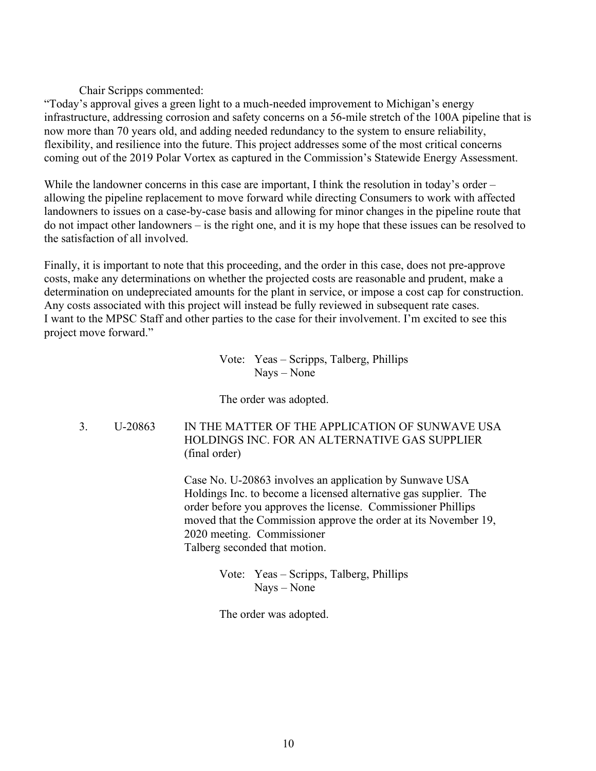Chair Scripps commented:

"Today's approval gives a green light to a much-needed improvement to Michigan's energy infrastructure, addressing corrosion and safety concerns on a 56-mile stretch of the 100A pipeline that is now more than 70 years old, and adding needed redundancy to the system to ensure reliability, flexibility, and resilience into the future. This project addresses some of the most critical concerns coming out of the 2019 Polar Vortex as captured in the Commission's Statewide Energy Assessment.

While the landowner concerns in this case are important, I think the resolution in today's order – allowing the pipeline replacement to move forward while directing Consumers to work with affected landowners to issues on a case-by-case basis and allowing for minor changes in the pipeline route that do not impact other landowners – is the right one, and it is my hope that these issues can be resolved to the satisfaction of all involved.

Finally, it is important to note that this proceeding, and the order in this case, does not pre-approve costs, make any determinations on whether the projected costs are reasonable and prudent, make a determination on undepreciated amounts for the plant in service, or impose a cost cap for construction. Any costs associated with this project will instead be fully reviewed in subsequent rate cases.
I want to the MPSC Staff and other parties to the case for their involvement. I'm excited to see this project move forward."

Vote: Yeas – Scripps, Talberg, Phillips
Nays – None

The order was adopted.

3. U-20863 IN THE MATTER OF THE APPLICATION OF SUNWAVE USA HOLDINGS INC. FOR AN ALTERNATIVE GAS SUPPLIER (final order)

Case No. U-20863 involves an application by Sunwave USA Holdings Inc. to become a licensed alternative gas supplier. The order before you approves the license. Commissioner Phillips moved that the Commission approve the order at its November 19, 2020 meeting. Commissioner Talberg seconded that motion.

Vote: Yeas – Scripps, Talberg, Phillips
Nays – None

The order was adopted.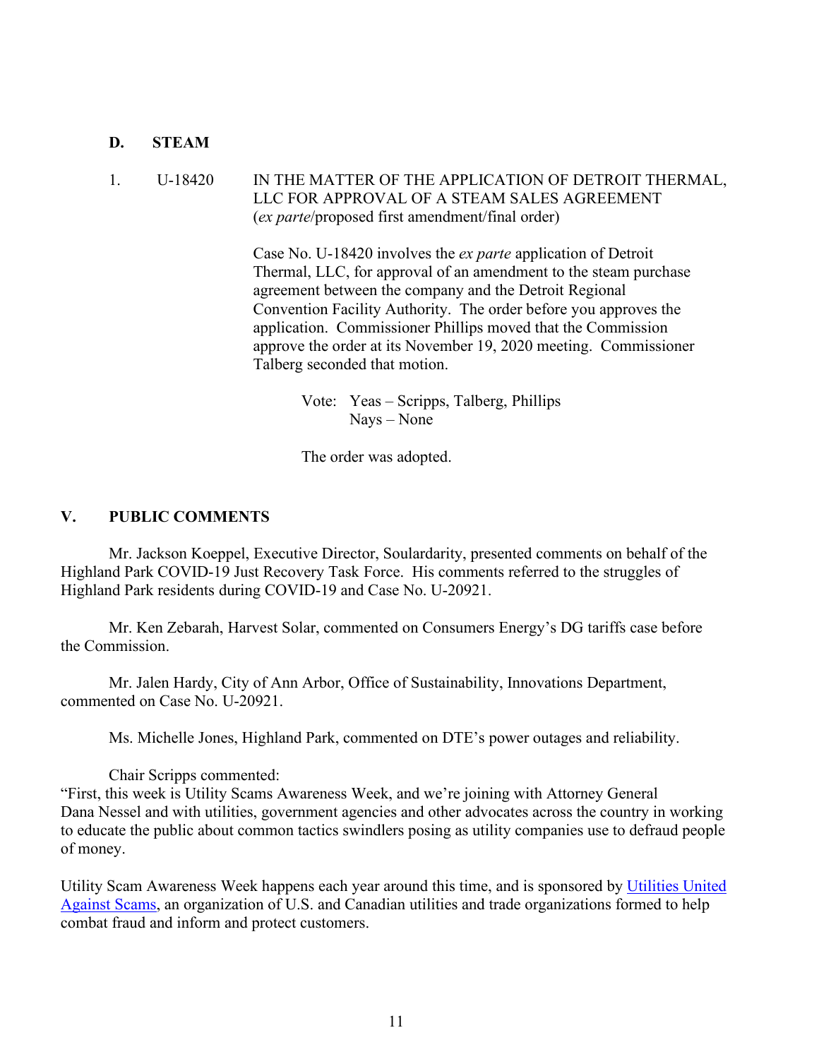### D. STEAM

1. U-18420 IN THE MATTER OF THE APPLICATION OF DETROIT THERMAL, LLC FOR APPROVAL OF A STEAM SALES AGREEMENT (*ex parte*/proposed first amendment/final order)

Case No. U-18420 involves the *ex parte* application of Detroit Thermal, LLC, for approval of an amendment to the steam purchase agreement between the company and the Detroit Regional Convention Facility Authority. The order before you approves the application. Commissioner Phillips moved that the Commission approve the order at its November 19, 2020 meeting. Commissioner Talberg seconded that motion.

Vote: Yeas – Scripps, Talberg, Phillips
Nays – None

The order was adopted.

## V. PUBLIC COMMENTS

Mr. Jackson Koeppel, Executive Director, Soulardarity, presented comments on behalf of the Highland Park COVID-19 Just Recovery Task Force. His comments referred to the struggles of Highland Park residents during COVID-19 and Case No. U-20921.

Mr. Ken Zebarah, Harvest Solar, commented on Consumers Energy's DG tariffs case before the Commission.

Mr. Jalen Hardy, City of Ann Arbor, Office of Sustainability, Innovations Department, commented on Case No. U-20921.

Ms. Michelle Jones, Highland Park, commented on DTE's power outages and reliability.

Chair Scripps commented:

"First, this week is Utility Scams Awareness Week, and we're joining with Attorney General Dana Nessel and with utilities, government agencies and other advocates across the country in working to educate the public about common tactics swindlers posing as utility companies use to defraud people of money.

Utility Scam Awareness Week happens each year around this time, and is sponsored by Utilities United Against Scams, an organization of U.S. and Canadian utilities and trade organizations formed to help combat fraud and inform and protect customers.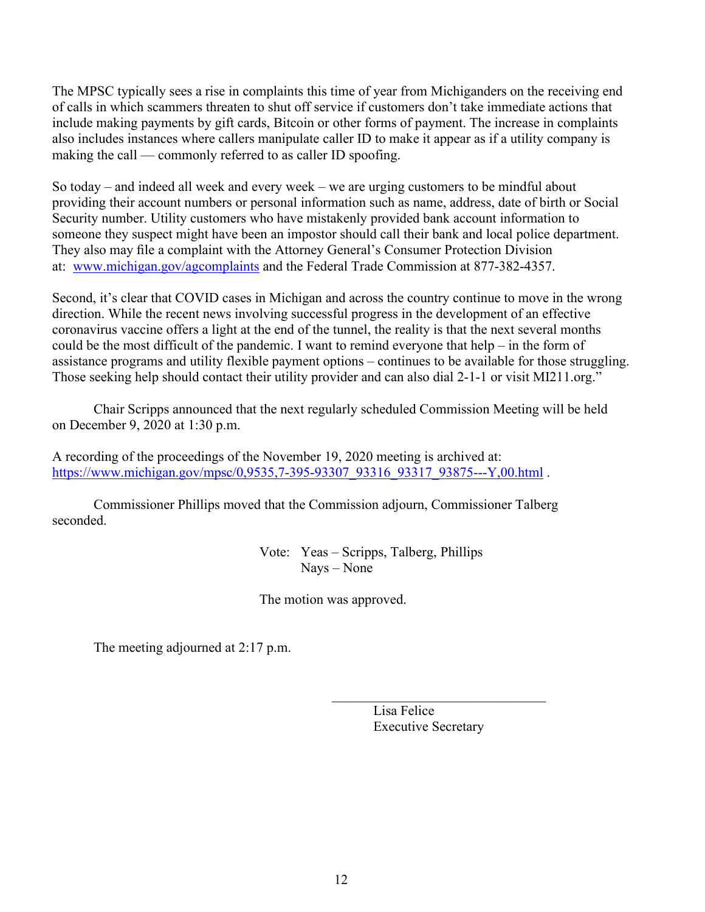The MPSC typically sees a rise in complaints this time of year from Michiganders on the receiving end of calls in which scammers threaten to shut off service if customers don't take immediate actions that include making payments by gift cards, Bitcoin or other forms of payment. The increase in complaints also includes instances where callers manipulate caller ID to make it appear as if a utility company is making the call — commonly referred to as caller ID spoofing.

So today – and indeed all week and every week – we are urging customers to be mindful about providing their account numbers or personal information such as name, address, date of birth or Social Security number. Utility customers who have mistakenly provided bank account information to someone they suspect might have been an impostor should call their bank and local police department. They also may file a complaint with the Attorney General's Consumer Protection Division at: www.michigan.gov/agcomplaints and the Federal Trade Commission at 877-382-4357.

Second, it's clear that COVID cases in Michigan and across the country continue to move in the wrong direction. While the recent news involving successful progress in the development of an effective coronavirus vaccine offers a light at the end of the tunnel, the reality is that the next several months could be the most difficult of the pandemic. I want to remind everyone that help – in the form of assistance programs and utility flexible payment options – continues to be available for those struggling. Those seeking help should contact their utility provider and can also dial 2-1-1 or visit MI211.org."

Chair Scripps announced that the next regularly scheduled Commission Meeting will be held on December 9, 2020 at 1:30 p.m.

A recording of the proceedings of the November 19, 2020 meeting is archived at: https://www.michigan.gov/mpsc/0,9535,7-395-93307_93316_93317_93875---Y,00.html .

Commissioner Phillips moved that the Commission adjourn, Commissioner Talberg seconded.

Vote: Yeas – Scripps, Talberg, Phillips
Nays – None

The motion was approved.

The meeting adjourned at 2:17 p.m.

\_\_\_\_\_\_\_\_\_\_\_\_\_\_\_\_\_\_\_\_\_\_\_\_\_\_\_\_\_\_\_\_

Lisa Felice
Executive Secretary